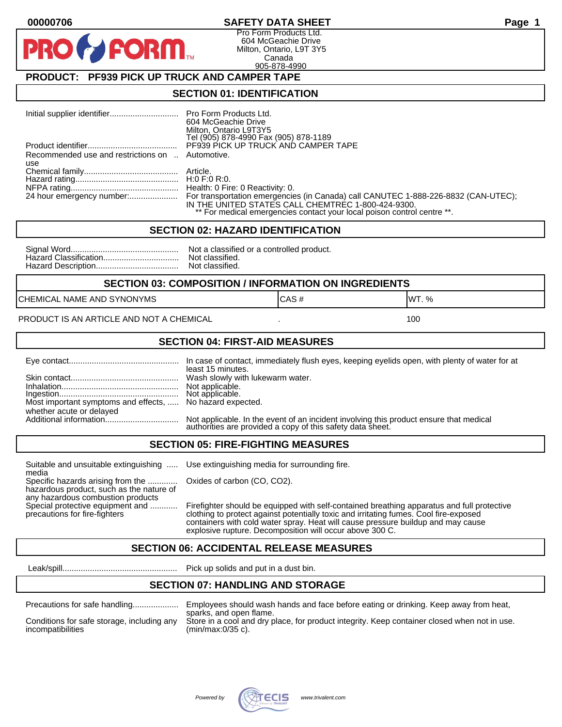# SAFETY DATA SHEET

Pro Form Products Ltd.
604 McGeachie Drive
Milton, Ontario, L9T 3Y5
Canada
905-878-4990

## PRODUCT: PF939 PICK UP TRUCK AND CAMPER TAPE

## SECTION 01: IDENTIFICATION

| | |
|---|---|
| Initial supplier identifier | Pro Form Products Ltd.<br>604 McGeachie Drive<br>Milton, Ontario L9T3Y5<br>Tel (905) 878-4990 Fax (905) 878-1189 |
| Product identifier | PF939 PICK UP TRUCK AND CAMPER TAPE |
| Recommended use and restrictions on use | Automotive. |
| Chemical family | Article. |
| Hazard rating | H:0 F:0 R:0. |
| NFPA rating | Health: 0 Fire: 0 Reactivity: 0. |
| 24 hour emergency number: | For transportation emergencies (in Canada) call CANUTEC 1-888-226-8832 (CAN-UTEC); IN THE UNITED STATES CALL CHEMTREC 1-800-424-9300.<br>** For medical emergencies contact your local poison control centre **. |

## SECTION 02: HAZARD IDENTIFICATION

| | |
|---|---|
| Signal Word | Not a classified or a controlled product. |
| Hazard Classification | Not classified. |
| Hazard Description | Not classified. |

## SECTION 03: COMPOSITION / INFORMATION ON INGREDIENTS

| CHEMICAL NAME AND SYNONYMS | CAS # | WT. % |
|---|---|---|
| PRODUCT IS AN ARTICLE AND NOT A CHEMICAL | . | 100 |

## SECTION 04: FIRST-AID MEASURES

| | |
|---|---|
| Eye contact | In case of contact, immediately flush eyes, keeping eyelids open, with plenty of water for at least 15 minutes. |
| Skin contact | Wash slowly with lukewarm water. |
| Inhalation | Not applicable. |
| Ingestion | Not applicable. |
| Most important symptoms and effects, whether acute or delayed | No hazard expected. |
| Additional information | Not applicable. In the event of an incident involving this product ensure that medical authorities are provided a copy of this safety data sheet. |

## SECTION 05: FIRE-FIGHTING MEASURES

| | |
|---|---|
| Suitable and unsuitable extinguishing media | Use extinguishing media for surrounding fire. |
| Specific hazards arising from the hazardous product, such as the nature of any hazardous combustion products | Oxides of carbon (CO, CO2). |
| Special protective equipment and precautions for fire-fighters | Firefighter should be equipped with self-contained breathing apparatus and full protective clothing to protect against potentially toxic and irritating fumes. Cool fire-exposed containers with cold water spray. Heat will cause pressure buildup and may cause explosive rupture. Decomposition will occur above 300 C. |

## SECTION 06: ACCIDENTAL RELEASE MEASURES

| | |
|---|---|
| Leak/spill | Pick up solids and put in a dust bin. |

## SECTION 07: HANDLING AND STORAGE

| | |
|---|---|
| Precautions for safe handling | Employees should wash hands and face before eating or drinking. Keep away from heat, sparks, and open flame. |
| Conditions for safe storage, including any incompatibilities | Store in a cool and dry place, for product integrity. Keep container closed when not in use. (min/max:0/35 c). |

Powered by TECIS www.trivalent.com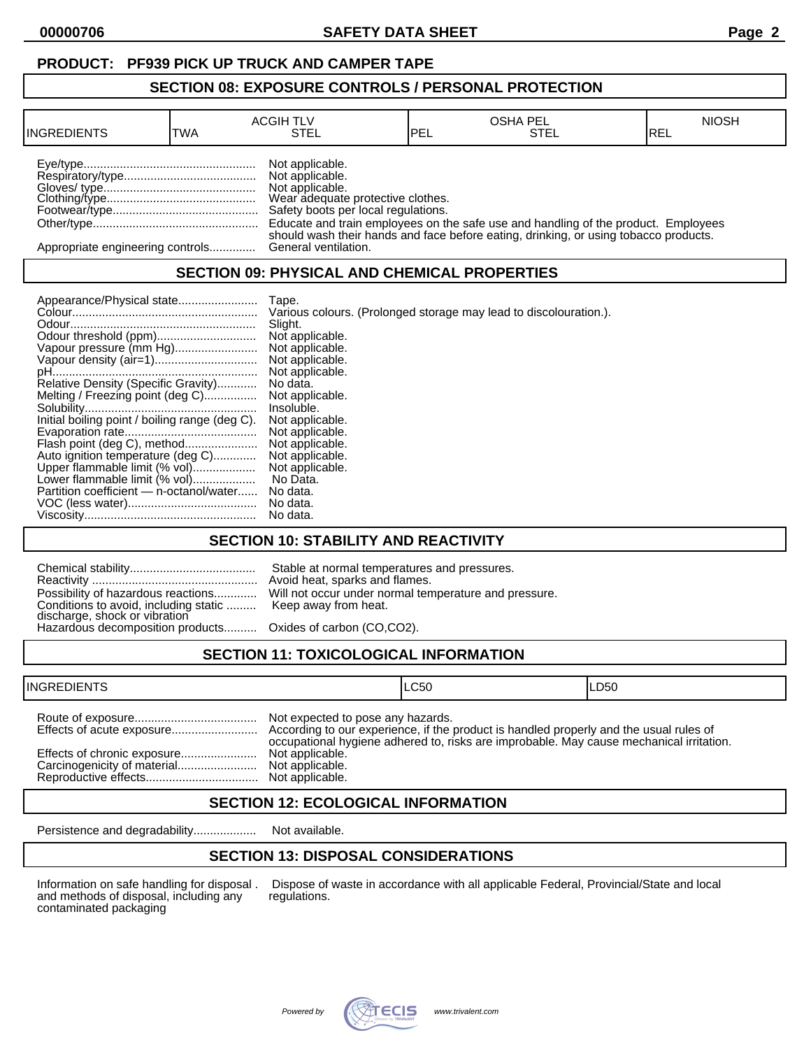**PRODUCT: PF939 PICK UP TRUCK AND CAMPER TAPE**

## SECTION 08: EXPOSURE CONTROLS / PERSONAL PROTECTION

| INGREDIENTS | ACGIH TLV | | OSHA PEL | | NIOSH |
|---|---|---|---|---|---|
| | TWA | STEL | PEL | STEL | REL |

Eye/type.................................................... Not applicable.
Respiratory/type........................................ Not applicable.
Gloves/ type............................................. Not applicable.
Clothing/type............................................. Wear adequate protective clothes.
Footwear/type........................................... Safety boots per local regulations.
Other/type................................................. Educate and train employees on the safe use and handling of the product. Employees should wash their hands and face before eating, drinking, or using tobacco products.
Appropriate engineering controls.............. General ventilation.

## SECTION 09: PHYSICAL AND CHEMICAL PROPERTIES

Appearance/Physical state........................ Tape.
Colour........................................................ Various colours. (Prolonged storage may lead to discolouration.).
Odour........................................................ Slight.
Odour threshold (ppm).............................. Not applicable.
Vapour pressure (mm Hg)......................... Not applicable.
Vapour density (air=1).............................. Not applicable.
pH.............................................................. Not applicable.
Relative Density (Specific Gravity)............ No data.
Melting / Freezing point (deg C)................ Not applicable.
Solubility.................................................... Insoluble.
Initial boiling point / boiling range (deg C). Not applicable.
Evaporation rate........................................ Not applicable.
Flash point (deg C), method...................... Not applicable.
Auto ignition temperature (deg C)............. Not applicable.
Upper flammable limit (% vol)................... Not applicable.
Lower flammable limit (% vol)................... No Data.
Partition coefficient — n-octanol/water...... No data.
VOC (less water)....................................... No data.
Viscosity.................................................... No data.

## SECTION 10: STABILITY AND REACTIVITY

Chemical stability...................................... Stable at normal temperatures and pressures.
Reactivity .................................................. Avoid heat, sparks and flames.
Possibility of hazardous reactions............. Will not occur under normal temperature and pressure.
Conditions to avoid, including static discharge, shock or vibration ......... Keep away from heat.
Hazardous decomposition products.......... Oxides of carbon (CO,CO2).

## SECTION 11: TOXICOLOGICAL INFORMATION

| INGREDIENTS | LC50 | LD50 |
|---|---|---|

Route of exposure..................................... Not expected to pose any hazards.
Effects of acute exposure.......................... According to our experience, if the product is handled properly and the usual rules of occupational hygiene adhered to, risks are improbable. May cause mechanical irritation.
Effects of chronic exposure....................... Not applicable.
Carcinogenicity of material........................ Not applicable.
Reproductive effects.................................. Not applicable.

## SECTION 12: ECOLOGICAL INFORMATION

Persistence and degradability................... Not available.

## SECTION 13: DISPOSAL CONSIDERATIONS

Information on safe handling for disposal and methods of disposal, including any contaminated packaging . Dispose of waste in accordance with all applicable Federal, Provincial/State and local regulations.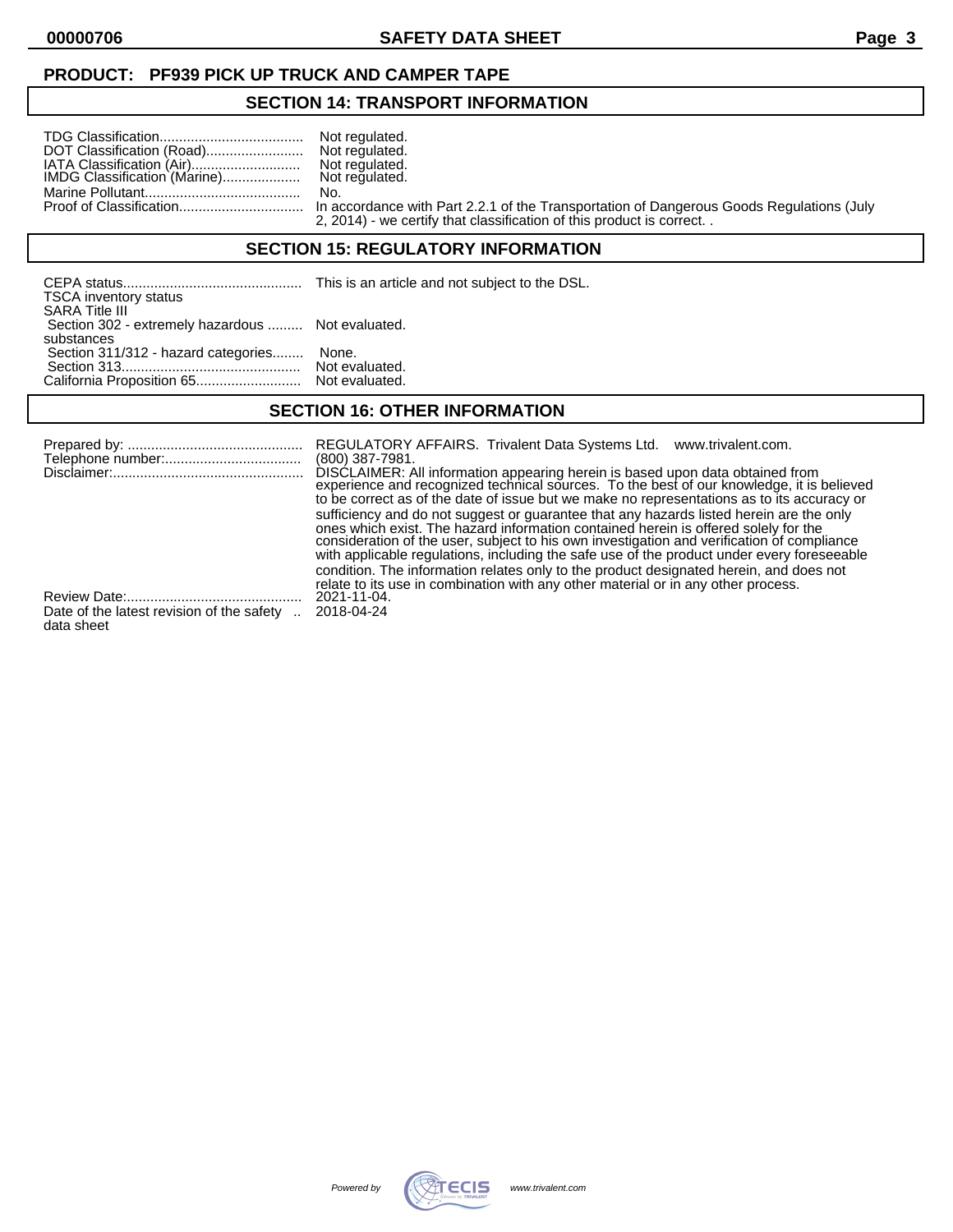**PRODUCT: PF939 PICK UP TRUCK AND CAMPER TAPE**

## SECTION 14: TRANSPORT INFORMATION

| | |
|---|---|
| TDG Classification.................................... | Not regulated. |
| DOT Classification (Road)......................... | Not regulated. |
| IATA Classification (Air)............................ | Not regulated. |
| IMDG Classification (Marine).................... | Not regulated. |
| Marine Pollutant........................................ | No. |
| Proof of Classification................................ | In accordance with Part 2.2.1 of the Transportation of Dangerous Goods Regulations (July 2, 2014) - we certify that classification of this product is correct. . |

## SECTION 15: REGULATORY INFORMATION

| | |
|---|---|
| CEPA status............................................. | This is an article and not subject to the DSL. |
| TSCA inventory status | |
| SARA Title III | |
| Section 302 - extremely hazardous ......... substances | Not evaluated. |
| Section 311/312 - hazard categories........ | None. |
| Section 313............................................. | Not evaluated. |
| California Proposition 65........................... | Not evaluated. |

## SECTION 16: OTHER INFORMATION

| | |
|---|---|
| Prepared by: ............................................ | REGULATORY AFFAIRS. Trivalent Data Systems Ltd. www.trivalent.com. |
| Telephone number:................................... | (800) 387-7981. |
| Disclaimer:................................................. | DISCLAIMER: All information appearing herein is based upon data obtained from experience and recognized technical sources. To the best of our knowledge, it is believed to be correct as of the date of issue but we make no representations as to its accuracy or sufficiency and do not suggest or guarantee that any hazards listed herein are the only ones which exist. The hazard information contained herein is offered solely for the consideration of the user, subject to his own investigation and verification of compliance with applicable regulations, including the safe use of the product under every foreseeable condition. The information relates only to the product designated herein, and does not relate to its use in combination with any other material or in any other process. |
| Review Date:............................................ | 2021-11-04. |
| Date of the latest revision of the safety .. data sheet | 2018-04-24 |